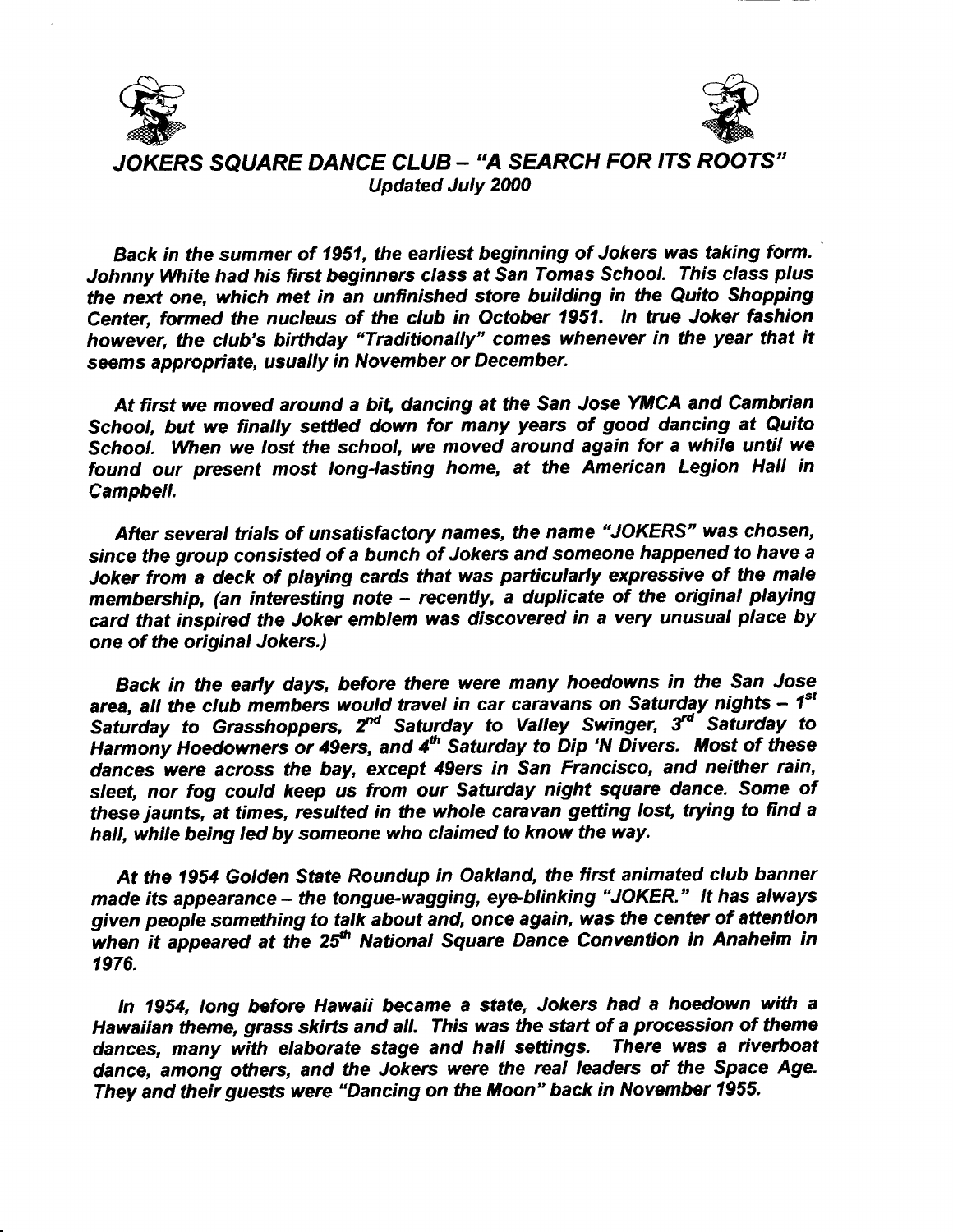# *JOKERS SQUARE DANCE CLUB – "A SEARCH FOR ITS ROOTS"*

***Updated July 2000***

***Back in the summer of 1951, the earliest beginning of Jokers was taking form. Johnny White had his first beginners class at San Tomas School. This class plus the next one, which met in an unfinished store building in the Quito Shopping Center, formed the nucleus of the club in October 1951. In true Joker fashion however, the club's birthday "Traditionally" comes whenever in the year that it seems appropriate, usually in November or December.***

***At first we moved around a bit, dancing at the San Jose YMCA and Cambrian School, but we finally settled down for many years of good dancing at Quito School. When we lost the school, we moved around again for a while until we found our present most long-lasting home, at the American Legion Hall in Campbell.***

***After several trials of unsatisfactory names, the name "JOKERS" was chosen, since the group consisted of a bunch of Jokers and someone happened to have a Joker from a deck of playing cards that was particularly expressive of the male membership, (an interesting note – recently, a duplicate of the original playing card that inspired the Joker emblem was discovered in a very unusual place by one of the original Jokers.)***

***Back in the early days, before there were many hoedowns in the San Jose area, all the club members would travel in car caravans on Saturday nights – 1st Saturday to Grasshoppers, 2nd Saturday to Valley Swinger, 3rd Saturday to Harmony Hoedowners or 49ers, and 4th Saturday to Dip 'N Divers. Most of these dances were across the bay, except 49ers in San Francisco, and neither rain, sleet, nor fog could keep us from our Saturday night square dance. Some of these jaunts, at times, resulted in the whole caravan getting lost, trying to find a hall, while being led by someone who claimed to know the way.***

***At the 1954 Golden State Roundup in Oakland, the first animated club banner made its appearance – the tongue-wagging, eye-blinking "JOKER." It has always given people something to talk about and, once again, was the center of attention when it appeared at the 25th National Square Dance Convention in Anaheim in 1976.***

***In 1954, long before Hawaii became a state, Jokers had a hoedown with a Hawaiian theme, grass skirts and all. This was the start of a procession of theme dances, many with elaborate stage and hall settings. There was a riverboat dance, among others, and the Jokers were the real leaders of the Space Age. They and their guests were "Dancing on the Moon" back in November 1955.***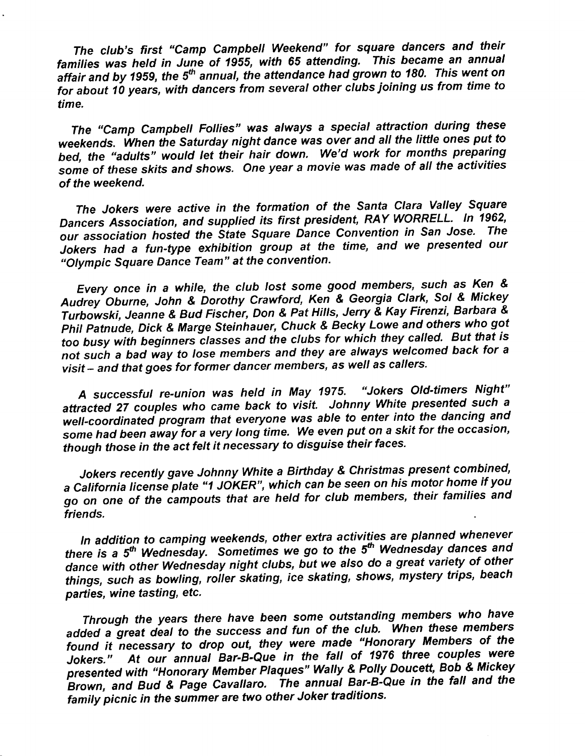*The club's first "Camp Campbell Weekend" for square dancers and their families was held in June of 1955, with 65 attending. This became an annual affair and by 1959, the 5th annual, the attendance had grown to 180. This went on for about 10 years, with dancers from several other clubs joining us from time to time.*

*The "Camp Campbell Follies" was always a special attraction during these weekends. When the Saturday night dance was over and all the little ones put to bed, the "adults" would let their hair down. We'd work for months preparing some of these skits and shows. One year a movie was made of all the activities of the weekend.*

*The Jokers were active in the formation of the Santa Clara Valley Square Dancers Association, and supplied its first president, RAY WORRELL. In 1962, our association hosted the State Square Dance Convention in San Jose. The Jokers had a fun-type exhibition group at the time, and we presented our "Olympic Square Dance Team" at the convention.*

*Every once in a while, the club lost some good members, such as Ken & Audrey Oburne, John & Dorothy Crawford, Ken & Georgia Clark, Sol & Mickey Turbowski, Jeanne & Bud Fischer, Don & Pat Hills, Jerry & Kay Firenzi, Barbara & Phil Patnude, Dick & Marge Steinhauer, Chuck & Becky Lowe and others who got too busy with beginners classes and the clubs for which they called. But that is not such a bad way to lose members and they are always welcomed back for a visit – and that goes for former dancer members, as well as callers.*

*A successful re-union was held in May 1975. "Jokers Old-timers Night" attracted 27 couples who came back to visit. Johnny White presented such a well-coordinated program that everyone was able to enter into the dancing and some had been away for a very long time. We even put on a skit for the occasion, though those in the act felt it necessary to disguise their faces.*

*Jokers recently gave Johnny White a Birthday & Christmas present combined, a California license plate "1 JOKER", which can be seen on his motor home if you go on one of the campouts that are held for club members, their families and friends.*

*In addition to camping weekends, other extra activities are planned whenever there is a 5th Wednesday. Sometimes we go to the 5th Wednesday dances and dance with other Wednesday night clubs, but we also do a great variety of other things, such as bowling, roller skating, ice skating, shows, mystery trips, beach parties, wine tasting, etc.*

*Through the years there have been some outstanding members who have added a great deal to the success and fun of the club. When these members found it necessary to drop out, they were made "Honorary Members of the Jokers." At our annual Bar-B-Que in the fall of 1976 three couples were presented with "Honorary Member Plaques" Wally & Polly Doucett, Bob & Mickey Brown, and Bud & Page Cavallaro. The annual Bar-B-Que in the fall and the family picnic in the summer are two other Joker traditions.*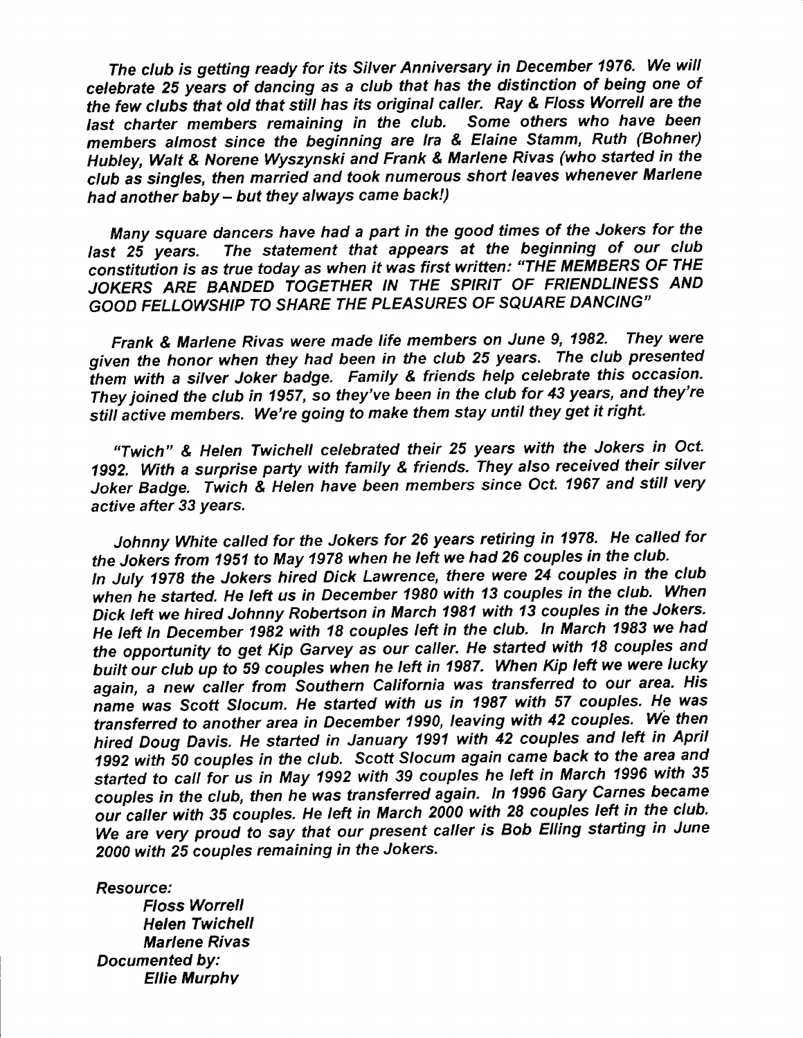*The club is getting ready for its Silver Anniversary in December 1976. We will celebrate 25 years of dancing as a club that has the distinction of being one of the few clubs that old that still has its original caller. Ray & Floss Worrell are the last charter members remaining in the club. Some others who have been members almost since the beginning are Ira & Elaine Stamm, Ruth (Bohner) Hubley, Walt & Norene Wyszynski and Frank & Marlene Rivas (who started in the club as singles, then married and took numerous short leaves whenever Marlene had another baby – but they always came back!)*

*Many square dancers have had a part in the good times of the Jokers for the last 25 years. The statement that appears at the beginning of our club constitution is as true today as when it was first written: "THE MEMBERS OF THE JOKERS ARE BANDED TOGETHER IN THE SPIRIT OF FRIENDLINESS AND GOOD FELLOWSHIP TO SHARE THE PLEASURES OF SQUARE DANCING"*

*Frank & Marlene Rivas were made life members on June 9, 1982. They were given the honor when they had been in the club 25 years. The club presented them with a silver Joker badge. Family & friends help celebrate this occasion. They joined the club in 1957, so they've been in the club for 43 years, and they're still active members. We're going to make them stay until they get it right.*

*"Twich" & Helen Twichell celebrated their 25 years with the Jokers in Oct. 1992. With a surprise party with family & friends. They also received their silver Joker Badge. Twich & Helen have been members since Oct. 1967 and still very active after 33 years.*

*Johnny White called for the Jokers for 26 years retiring in 1978. He called for the Jokers from 1951 to May 1978 when he left we had 26 couples in the club. In July 1978 the Jokers hired Dick Lawrence, there were 24 couples in the club when he started. He left us in December 1980 with 13 couples in the club. When Dick left we hired Johnny Robertson in March 1981 with 13 couples in the Jokers. He left In December 1982 with 18 couples left in the club. In March 1983 we had the opportunity to get Kip Garvey as our caller. He started with 18 couples and built our club up to 59 couples when he left in 1987. When Kip left we were lucky again, a new caller from Southern California was transferred to our area. His name was Scott Slocum. He started with us in 1987 with 57 couples. He was transferred to another area in December 1990, leaving with 42 couples. We then hired Doug Davis. He started in January 1991 with 42 couples and left in April 1992 with 50 couples in the club. Scott Slocum again came back to the area and started to call for us in May 1992 with 39 couples he left in March 1996 with 35 couples in the club, then he was transferred again. In 1996 Gary Carnes became our caller with 35 couples. He left in March 2000 with 28 couples left in the club. We are very proud to say that our present caller is Bob Elling starting in June 2000 with 25 couples remaining in the Jokers.*

***Resource:***

***Floss Worrell***
***Helen Twichell***
***Marlene Rivas***

***Documented by:***

***Ellie Murphy***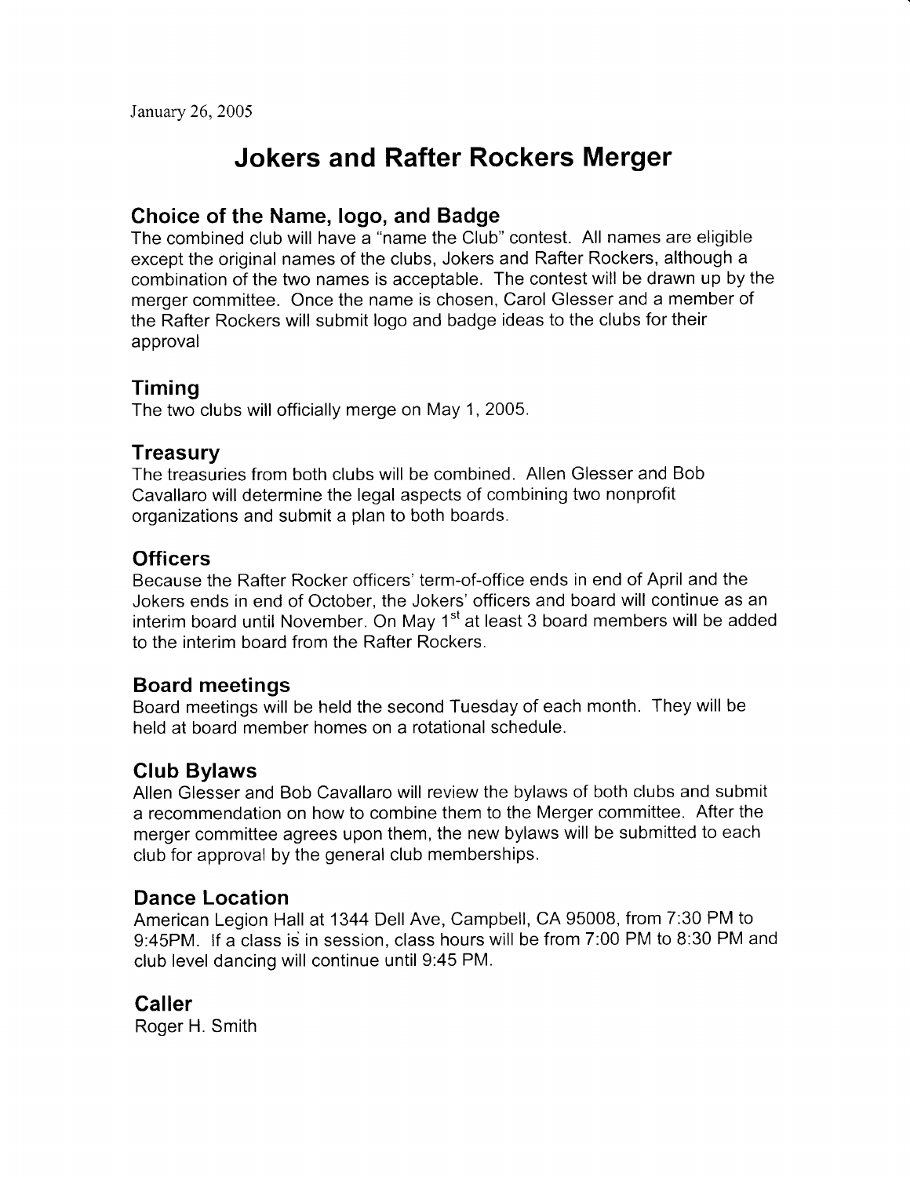January 26, 2005

# Jokers and Rafter Rockers Merger

## Choice of the Name, logo, and Badge

The combined club will have a "name the Club" contest. All names are eligible except the original names of the clubs, Jokers and Rafter Rockers, although a combination of the two names is acceptable. The contest will be drawn up by the merger committee. Once the name is chosen, Carol Glesser and a member of the Rafter Rockers will submit logo and badge ideas to the clubs for their approval

## Timing

The two clubs will officially merge on May 1, 2005.

## Treasury

The treasuries from both clubs will be combined. Allen Glesser and Bob Cavallaro will determine the legal aspects of combining two nonprofit organizations and submit a plan to both boards.

## Officers

Because the Rafter Rocker officers' term-of-office ends in end of April and the Jokers ends in end of October, the Jokers' officers and board will continue as an interim board until November. On May 1st at least 3 board members will be added to the interim board from the Rafter Rockers.

## Board meetings

Board meetings will be held the second Tuesday of each month. They will be held at board member homes on a rotational schedule.

## Club Bylaws

Allen Glesser and Bob Cavallaro will review the bylaws of both clubs and submit a recommendation on how to combine them to the Merger committee. After the merger committee agrees upon them, the new bylaws will be submitted to each club for approval by the general club memberships.

## Dance Location

American Legion Hall at 1344 Dell Ave, Campbell, CA 95008, from 7:30 PM to 9:45PM. If a class is in session, class hours will be from 7:00 PM to 8:30 PM and club level dancing will continue until 9:45 PM.

## Caller

Roger H. Smith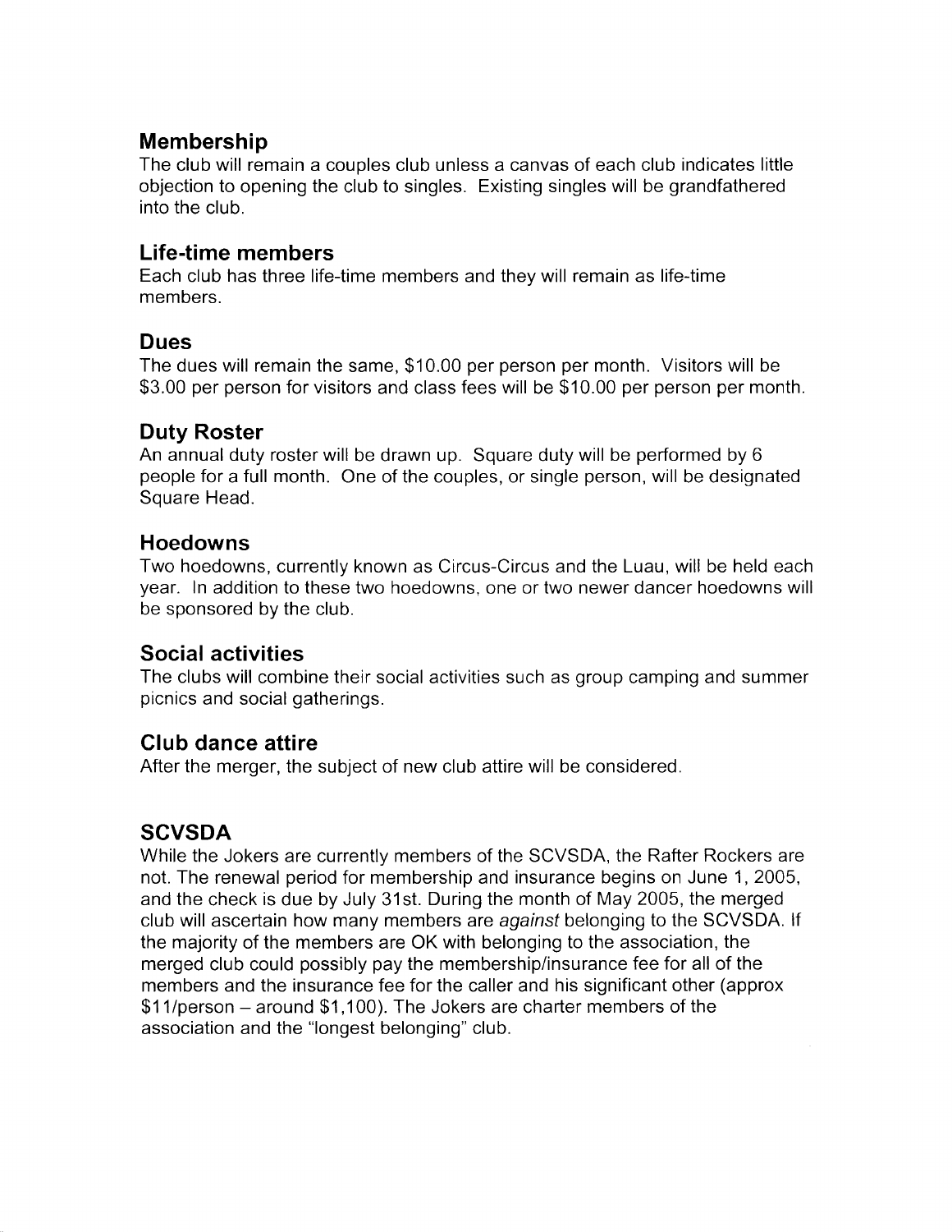## Membership

The club will remain a couples club unless a canvas of each club indicates little objection to opening the club to singles. Existing singles will be grandfathered into the club.

## Life-time members

Each club has three life-time members and they will remain as life-time members.

## Dues

The dues will remain the same, $10.00 per person per month. Visitors will be $3.00 per person for visitors and class fees will be $10.00 per person per month.

## Duty Roster

An annual duty roster will be drawn up. Square duty will be performed by 6 people for a full month. One of the couples, or single person, will be designated Square Head.

## Hoedowns

Two hoedowns, currently known as Circus-Circus and the Luau, will be held each year. In addition to these two hoedowns, one or two newer dancer hoedowns will be sponsored by the club.

## Social activities

The clubs will combine their social activities such as group camping and summer picnics and social gatherings.

## Club dance attire

After the merger, the subject of new club attire will be considered.

## SCVSDA

While the Jokers are currently members of the SCVSDA, the Rafter Rockers are not. The renewal period for membership and insurance begins on June 1, 2005, and the check is due by July 31st. During the month of May 2005, the merged club will ascertain how many members are *against* belonging to the SCVSDA. If the majority of the members are OK with belonging to the association, the merged club could possibly pay the membership/insurance fee for all of the members and the insurance fee for the caller and his significant other (approx $11/person – around $1,100). The Jokers are charter members of the association and the "longest belonging" club.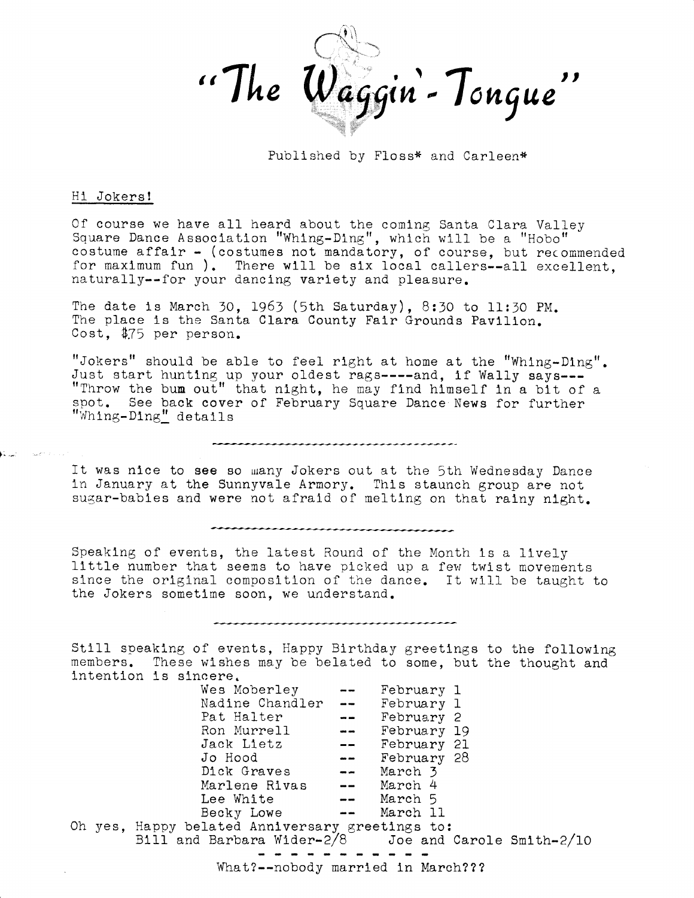# "The Waggin'-Tongue"

Published by Floss* and Carleen*

Hi Jokers!

Of course we have all heard about the coming Santa Clara Valley Square Dance Association "Whing-Ding", which will be a "Hobo" costume affair - (costumes not mandatory, of course, but recommended for maximum fun ). There will be six local callers--all excellent, naturally--for your dancing variety and pleasure.

The date is March 30, 1963 (5th Saturday), 8:30 to 11:30 PM. The place is the Santa Clara County Fair Grounds Pavilion. Cost, $.75 per person.

"Jokers" should be able to feel right at home at the "Whing-Ding". Just start hunting up your oldest rags----and, if Wally says--- "Throw the bum out" that night, he may find himself in a bit of a spot. See back cover of February Square Dance News for further "Whing-Ding" details

---

It was nice to see so many Jokers out at the 5th Wednesday Dance in January at the Sunnyvale Armory. This staunch group are not sugar-babies and were not afraid of melting on that rainy night.

---

Speaking of events, the latest Round of the Month is a lively little number that seems to have picked up a few twist movements since the original composition of the dance. It will be taught to the Jokers sometime soon, we understand.

---

Still speaking of events, Happy Birthday greetings to the following members. These wishes may be belated to some, but the thought and intention is sincere.

| | | |
|---|---|---|
| Wes Moberley | -- | February 1 |
| Nadine Chandler | -- | February 1 |
| Pat Halter | -- | February 2 |
| Ron Murrell | -- | February 19 |
| Jack Lietz | -- | February 21 |
| Jo Hood | -- | February 28 |
| Dick Graves | -- | March 3 |
| Marlene Rivas | -- | March 4 |
| Lee White | -- | March 5 |
| Becky Lowe | -- | March 11 |

Oh yes, Happy belated Anniversary greetings to:
Bill and Barbara Wider-2/8 Joe and Carole Smith-2/10

- - - - - - - - - -

What?--nobody married in March???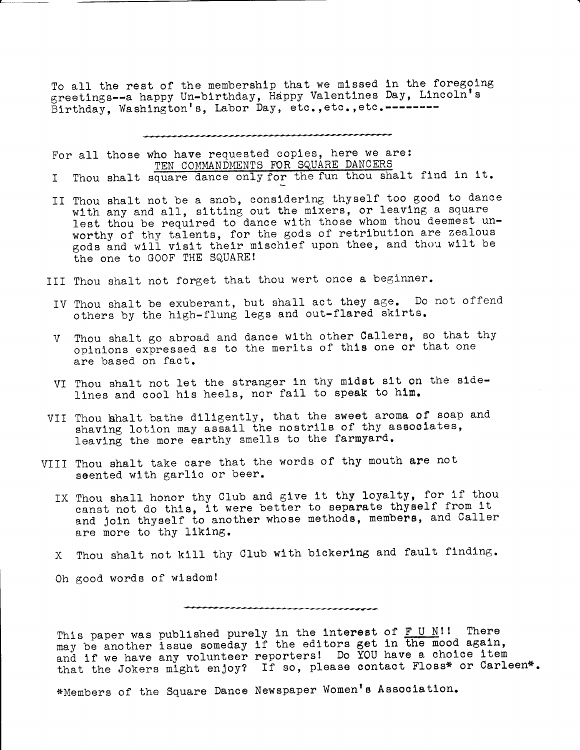To all the rest of the membership that we missed in the foregoing greetings--a happy Un-birthday, Happy Valentines Day, Lincoln's Birthday, Washington's, Labor Day, etc.,etc.,etc.--------

---

For all those who have requested copies, here we are:

TEN COMMANDMENTS FOR SQUARE DANCERS

I Thou shalt square dance only for the fun thou shalt find in it.

II Thou shalt not be a snob, considering thyself too good to dance with any and all, sitting out the mixers, or leaving a square lest thou be required to dance with those whom thou deemest unworthy of thy talents, for the gods of retribution are zealous gods and will visit their mischief upon thee, and thou wilt be the one to GOOF THE SQUARE!

III Thou shalt not forget that thou wert once a beginner.

IV Thou shalt be exuberant, but shall act they age. Do not offend others by the high-flung legs and out-flared skirts.

V Thou shalt go abroad and dance with other Callers, so that thy opinions expressed as to the merits of this one or that one are based on fact.

VI Thou shalt not let the stranger in thy midst sit on the sidelines and cool his heels, nor fail to speak to him.

VII Thou shalt bathe diligently, that the sweet aroma of soap and shaving lotion may assail the nostrils of thy associates, leaving the more earthy smells to the farmyard.

VIII Thou shalt take care that the words of thy mouth are not seented with garlic or beer.

IX Thou shall honor thy Club and give it thy loyalty, for if thou canst not do this, it were better to separate thyself from it and join thyself to another whose methods, members, and Caller are more to thy liking.

X Thou shalt not kill thy Club with bickering and fault finding.

Oh good words of wisdom!

---

This paper was published purely in the interest of F U N!! There may be another issue someday if the editors get in the mood again, and if we have any volunteer reporters! Do YOU have a choice item that the Jokers might enjoy? If so, please contact Floss* or Carleen*.

*Members of the Square Dance Newspaper Women's Association.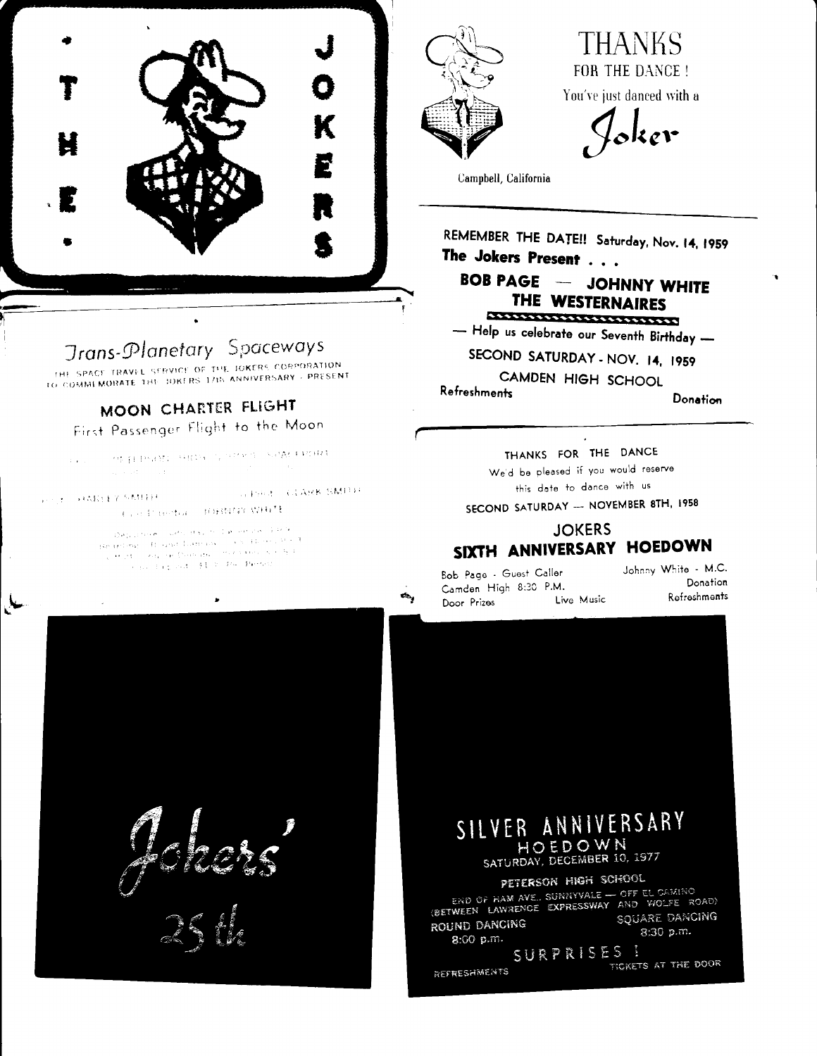THE JOKERS

# THANKS

FOR THE DANCE !

You've just danced with a

*Joker*

Campbell, California

# Trans-Planetary Spaceways

THE SPACE TRAVEL SERVICE OF THE JOKERS CORPORATION TO COMMEMORATE THE JOKERS 17th ANNIVERSARY - PRESENT

## MOON CHARTER FLIGHT

First Passenger Flight to the Moon

HARLEY SMITH — CLARK SMITH

JOHNNY WHITE

REMEMBER THE DATE!! Saturday, Nov. 14, 1959

**The Jokers Present . . .**

## BOB PAGE — JOHNNY WHITE

## THE WESTERNAIRES

— Help us celebrate our Seventh Birthday —

SECOND SATURDAY - NOV. 14, 1959

CAMDEN HIGH SCHOOL

Refreshments — Donation

THANKS FOR THE DANCE

We'd be pleased if you would reserve this date to dance with us

SECOND SATURDAY — NOVEMBER 8TH, 1958

## JOKERS

## SIXTH ANNIVERSARY HOEDOWN

Bob Page - Guest Caller
Camden High 8:30 P.M.
Door Prizes
Live Music

Johnny White - M.C.
Donation
Refreshments

*Jokers' 25th*

# SILVER ANNIVERSARY

## HOEDOWN

SATURDAY, DECEMBER 10, 1977

PETERSON HIGH SCHOOL

END OF HAM AVE., SUNNYVALE — OFF EL CAMINO (BETWEEN LAWRENCE EXPRESSWAY AND WOLFE ROAD)

ROUND DANCING 8:00 p.m.

SQUARE DANCING 8:30 p.m.

SURPRISES !

REFRESHMENTS

TICKETS AT THE DOOR